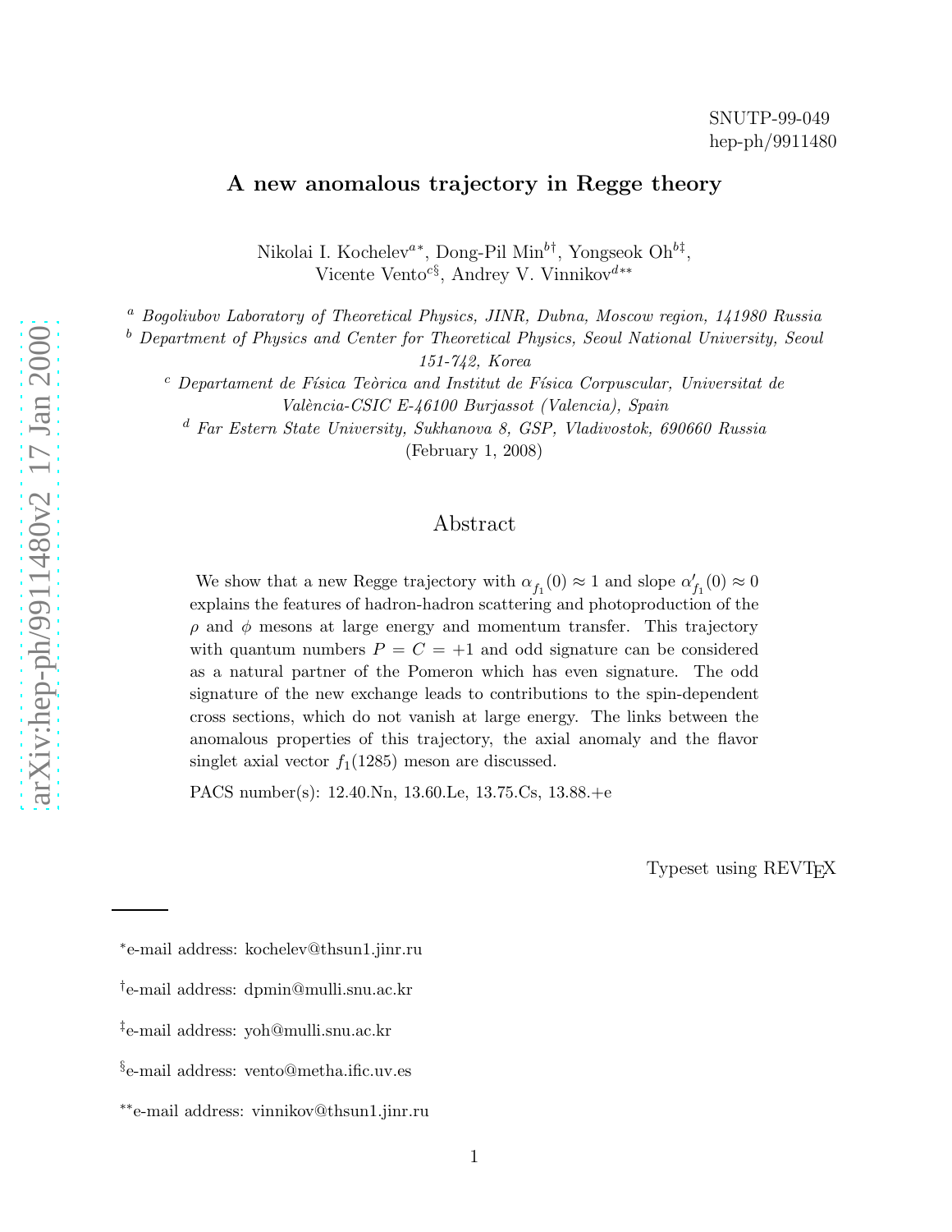SNUTP-99-049
hep-ph/9911480

# A new anomalous trajectory in Regge theory

Nikolai I. Kochelev[a∗], Dong-Pil Min[b†], Yongseok Oh[b‡], Vicente Vento[c§], Andrey V. Vinnikov[d∗∗]

[a] *Bogoliubov Laboratory of Theoretical Physics, JINR, Dubna, Moscow region, 141980 Russia*

[b] *Department of Physics and Center for Theoretical Physics, Seoul National University, Seoul 151-742, Korea*

[c] *Departament de Física Teòrica and Institut de Física Corpuscular, Universitat de València-CSIC E-46100 Burjassot (Valencia), Spain*

[d] *Far Estern State University, Sukhanova 8, GSP, Vladivostok, 690660 Russia*

(February 1, 2008)

## Abstract

We show that a new Regge trajectory with $\alpha_{f_1}(0) \approx 1$ and slope $\alpha'_{f_1}(0) \approx 0$ explains the features of hadron-hadron scattering and photoproduction of the $\rho$ and $\phi$ mesons at large energy and momentum transfer. This trajectory with quantum numbers $P = C = +1$ and odd signature can be considered as a natural partner of the Pomeron which has even signature. The odd signature of the new exchange leads to contributions to the spin-dependent cross sections, which do not vanish at large energy. The links between the anomalous properties of this trajectory, the axial anomaly and the flavor singlet axial vector $f_1(1285)$ meson are discussed.

PACS number(s): 12.40.Nn, 13.60.Le, 13.75.Cs, 13.88.+e

Typeset using REVTEX

---

∗e-mail address: kochelev@thsun1.jinr.ru

†e-mail address: dpmin@mulli.snu.ac.kr

‡e-mail address: yoh@mulli.snu.ac.kr

§e-mail address: vento@metha.ific.uv.es

∗∗e-mail address: vinnikov@thsun1.jinr.ru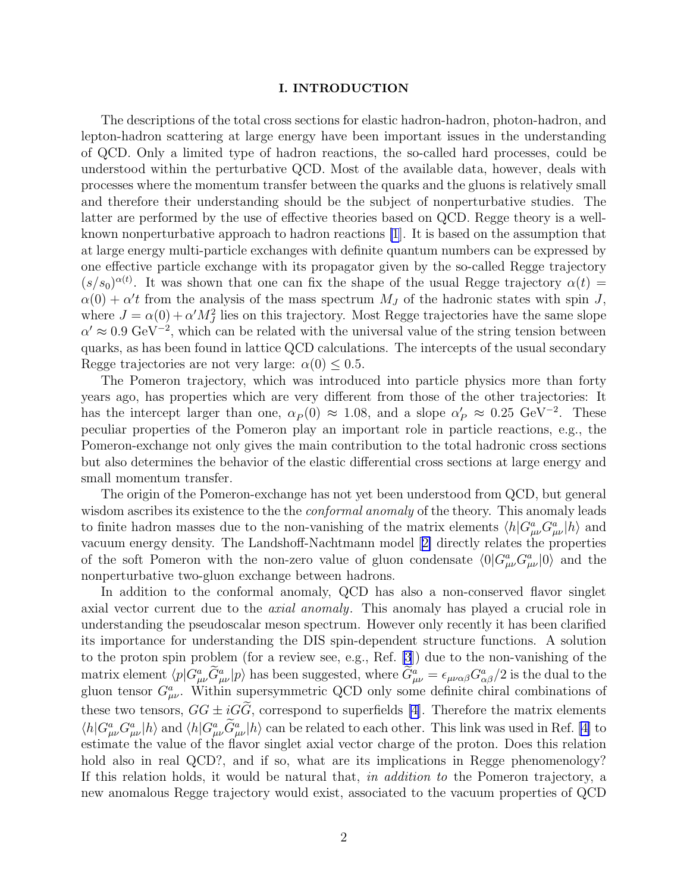## I. INTRODUCTION

The descriptions of the total cross sections for elastic hadron-hadron, photon-hadron, and lepton-hadron scattering at large energy have been important issues in the understanding of QCD. Only a limited type of hadron reactions, the so-called hard processes, could be understood within the perturbative QCD. Most of the available data, however, deals with processes where the momentum transfer between the quarks and the gluons is relatively small and therefore their understanding should be the subject of nonperturbative studies. The latter are performed by the use of effective theories based on QCD. Regge theory is a well-known nonperturbative approach to hadron reactions [1]. It is based on the assumption that at large energy multi-particle exchanges with definite quantum numbers can be expressed by one effective particle exchange with its propagator given by the so-called Regge trajectory $(s/s_0)^{\alpha(t)}$. It was shown that one can fix the shape of the usual Regge trajectory $\alpha(t) = \alpha(0) + \alpha' t$ from the analysis of the mass spectrum $M_J$ of the hadronic states with spin $J$, where $J = \alpha(0) + \alpha' M_J^2$ lies on this trajectory. Most Regge trajectories have the same slope $\alpha' \approx 0.9$ GeV$^{-2}$, which can be related with the universal value of the string tension between quarks, as has been found in lattice QCD calculations. The intercepts of the usual secondary Regge trajectories are not very large: $\alpha(0) \leq 0.5$.

The Pomeron trajectory, which was introduced into particle physics more than forty years ago, has properties which are very different from those of the other trajectories: It has the intercept larger than one, $\alpha_P(0) \approx 1.08$, and a slope $\alpha'_P \approx 0.25$ GeV$^{-2}$. These peculiar properties of the Pomeron play an important role in particle reactions, e.g., the Pomeron-exchange not only gives the main contribution to the total hadronic cross sections but also determines the behavior of the elastic differential cross sections at large energy and small momentum transfer.

The origin of the Pomeron-exchange has not yet been understood from QCD, but general wisdom ascribes its existence to the the *conformal anomaly* of the theory. This anomaly leads to finite hadron masses due to the non-vanishing of the matrix elements $\langle h|G^a_{\mu\nu}G^a_{\mu\nu}|h\rangle$ and vacuum energy density. The Landshoff-Nachtmann model [2] directly relates the properties of the soft Pomeron with the non-zero value of gluon condensate $\langle 0|G^a_{\mu\nu}G^a_{\mu\nu}|0\rangle$ and the nonperturbative two-gluon exchange between hadrons.

In addition to the conformal anomaly, QCD has also a non-conserved flavor singlet axial vector current due to the *axial anomaly*. This anomaly has played a crucial role in understanding the pseudoscalar meson spectrum. However only recently it has been clarified its importance for understanding the DIS spin-dependent structure functions. A solution to the proton spin problem (for a review see, e.g., Ref. [3]) due to the non-vanishing of the matrix element $\langle p|G^a_{\mu\nu}\widetilde{G}^a_{\mu\nu}|p\rangle$ has been suggested, where $\widetilde{G}^a_{\mu\nu} = \epsilon_{\mu\nu\alpha\beta}G^a_{\alpha\beta}/2$ is the dual to the gluon tensor $G^a_{\mu\nu}$. Within supersymmetric QCD only some definite chiral combinations of these two tensors, $GG \pm iG\widetilde{G}$, correspond to superfields [4]. Therefore the matrix elements $\langle h|G^a_{\mu\nu}G^a_{\mu\nu}|h\rangle$ and $\langle h|G^a_{\mu\nu}\widetilde{G}^a_{\mu\nu}|h\rangle$ can be related to each other. This link was used in Ref. [4] to estimate the value of the flavor singlet axial vector charge of the proton. Does this relation hold also in real QCD?, and if so, what are its implications in Regge phenomenology? If this relation holds, it would be natural that, *in addition to* the Pomeron trajectory, a new anomalous Regge trajectory would exist, associated to the vacuum properties of QCD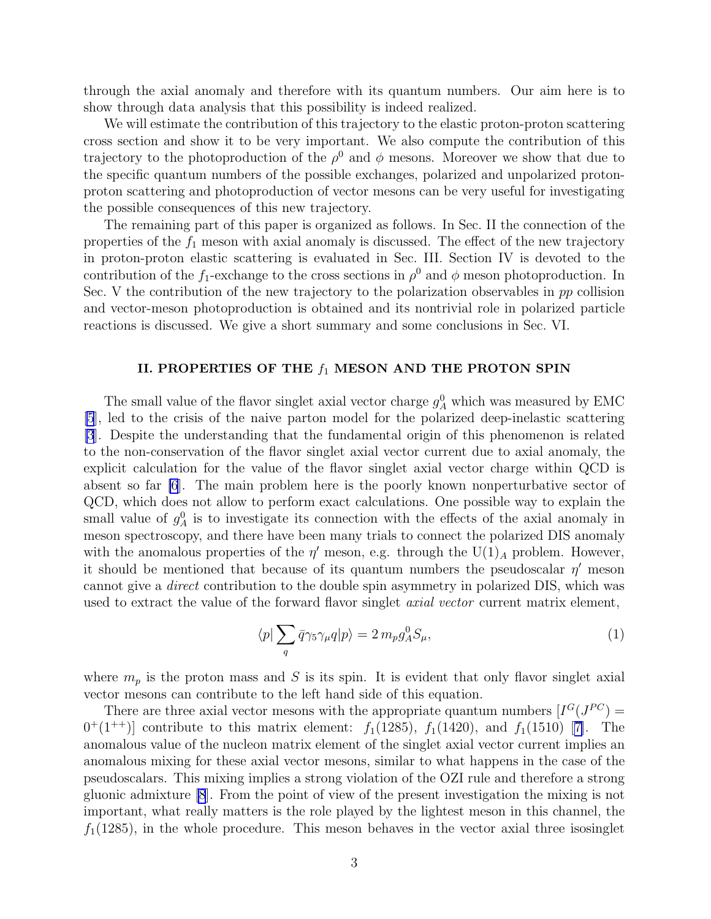through the axial anomaly and therefore with its quantum numbers. Our aim here is to show through data analysis that this possibility is indeed realized.

We will estimate the contribution of this trajectory to the elastic proton-proton scattering cross section and show it to be very important. We also compute the contribution of this trajectory to the photoproduction of the $\rho^0$ and $\phi$ mesons. Moreover we show that due to the specific quantum numbers of the possible exchanges, polarized and unpolarized proton-proton scattering and photoproduction of vector mesons can be very useful for investigating the possible consequences of this new trajectory.

The remaining part of this paper is organized as follows. In Sec. II the connection of the properties of the $f_1$ meson with axial anomaly is discussed. The effect of the new trajectory in proton-proton elastic scattering is evaluated in Sec. III. Section IV is devoted to the contribution of the $f_1$-exchange to the cross sections in $\rho^0$ and $\phi$ meson photoproduction. In Sec. V the contribution of the new trajectory to the polarization observables in *pp* collision and vector-meson photoproduction is obtained and its nontrivial role in polarized particle reactions is discussed. We give a short summary and some conclusions in Sec. VI.

## II. PROPERTIES OF THE $f_1$ MESON AND THE PROTON SPIN

The small value of the flavor singlet axial vector charge $g_A^0$ which was measured by EMC [5], led to the crisis of the naive parton model for the polarized deep-inelastic scattering [3]. Despite the understanding that the fundamental origin of this phenomenon is related to the non-conservation of the flavor singlet axial vector current due to axial anomaly, the explicit calculation for the value of the flavor singlet axial vector charge within QCD is absent so far [6]. The main problem here is the poorly known nonperturbative sector of QCD, which does not allow to perform exact calculations. One possible way to explain the small value of $g_A^0$ is to investigate its connection with the effects of the axial anomaly in meson spectroscopy, and there have been many trials to connect the polarized DIS anomaly with the anomalous properties of the $\eta'$ meson, e.g. through the U$(1)_A$ problem. However, it should be mentioned that because of its quantum numbers the pseudoscalar $\eta'$ meson cannot give a *direct* contribution to the double spin asymmetry in polarized DIS, which was used to extract the value of the forward flavor singlet *axial vector* current matrix element,

$$\langle p|\sum_q \bar{q}\gamma_5\gamma_\mu q|p\rangle = 2\, m_p g_A^0 S_\mu, \tag{1}$$

where $m_p$ is the proton mass and $S$ is its spin. It is evident that only flavor singlet axial vector mesons can contribute to the left hand side of this equation.

There are three axial vector mesons with the appropriate quantum numbers $[I^G(J^{PC}) = 0^+(1^{++})]$ contribute to this matrix element: $f_1(1285)$, $f_1(1420)$, and $f_1(1510)$ [7]. The anomalous value of the nucleon matrix element of the singlet axial vector current implies an anomalous mixing for these axial vector mesons, similar to what happens in the case of the pseudoscalars. This mixing implies a strong violation of the OZI rule and therefore a strong gluonic admixture [8]. From the point of view of the present investigation the mixing is not important, what really matters is the role played by the lightest meson in this channel, the $f_1(1285)$, in the whole procedure. This meson behaves in the vector axial three isosinglet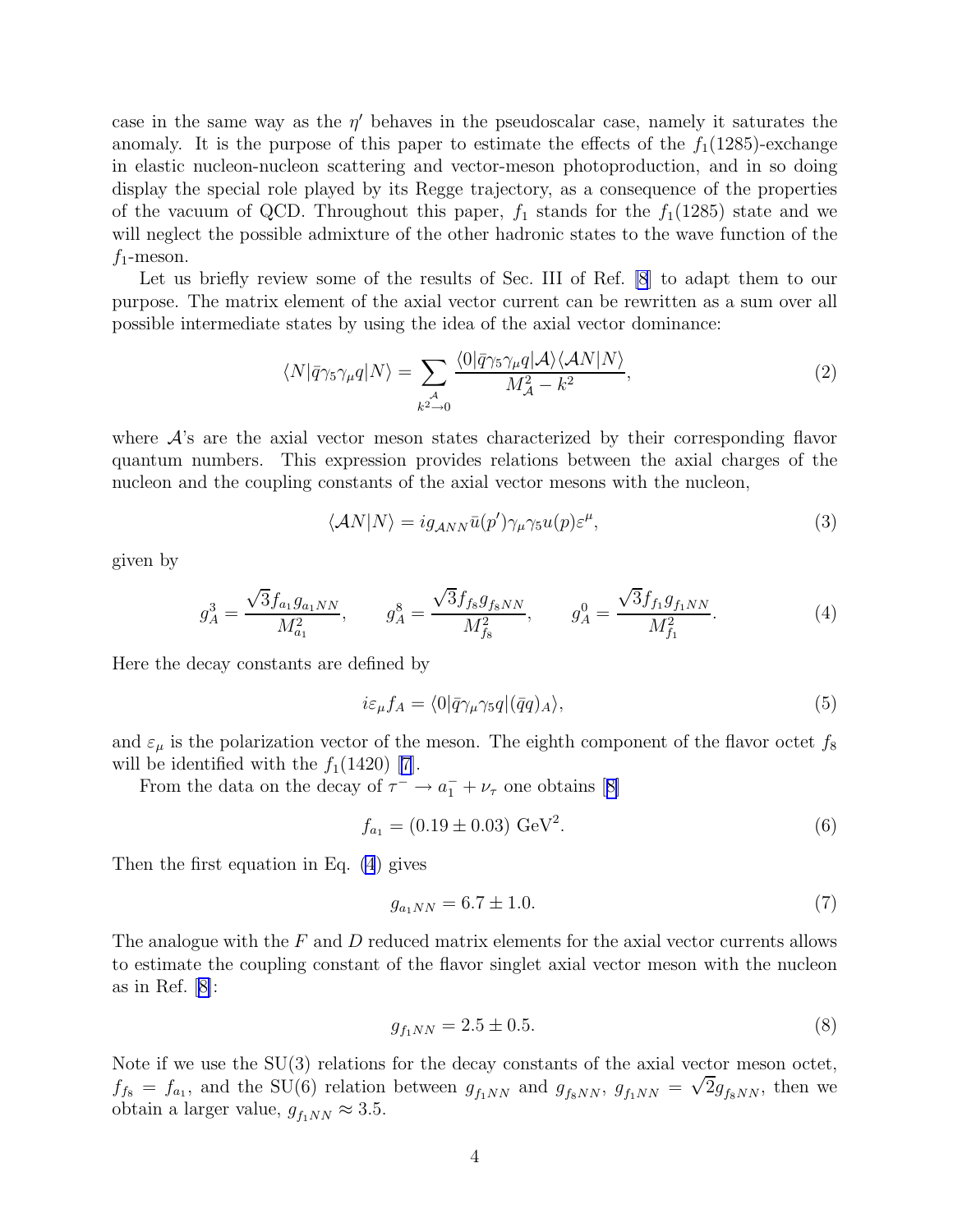case in the same way as the $\eta'$ behaves in the pseudoscalar case, namely it saturates the anomaly. It is the purpose of this paper to estimate the effects of the $f_1(1285)$-exchange in elastic nucleon-nucleon scattering and vector-meson photoproduction, and in so doing display the special role played by its Regge trajectory, as a consequence of the properties of the vacuum of QCD. Throughout this paper, $f_1$ stands for the $f_1(1285)$ state and we will neglect the possible admixture of the other hadronic states to the wave function of the $f_1$-meson.

Let us briefly review some of the results of Sec. III of Ref. [8] to adapt them to our purpose. The matrix element of the axial vector current can be rewritten as a sum over all possible intermediate states by using the idea of the axial vector dominance:

$$\langle N|\bar{q}\gamma_5\gamma_\mu q|N\rangle = \sum_{\substack{\mathcal{A} \\ k^2\to 0}} \frac{\langle 0|\bar{q}\gamma_5\gamma_\mu q|\mathcal{A}\rangle\langle \mathcal{A}N|N\rangle}{M_{\mathcal{A}}^2 - k^2}, \tag{2}$$

where $\mathcal{A}$'s are the axial vector meson states characterized by their corresponding flavor quantum numbers. This expression provides relations between the axial charges of the nucleon and the coupling constants of the axial vector mesons with the nucleon,

$$\langle \mathcal{A}N|N\rangle = ig_{\mathcal{A}NN}\bar{u}(p')\gamma_\mu\gamma_5 u(p)\varepsilon^\mu, \tag{3}$$

given by

$$g_A^3 = \frac{\sqrt{3}f_{a_1}g_{a_1NN}}{M_{a_1}^2}, \qquad g_A^8 = \frac{\sqrt{3}f_{f_8}g_{f_8NN}}{M_{f_8}^2}, \qquad g_A^0 = \frac{\sqrt{3}f_{f_1}g_{f_1NN}}{M_{f_1}^2}. \tag{4}$$

Here the decay constants are defined by

$$i\varepsilon_\mu f_A = \langle 0|\bar{q}\gamma_\mu\gamma_5 q|(\bar{q}q)_A\rangle, \tag{5}$$

and $\varepsilon_\mu$ is the polarization vector of the meson. The eighth component of the flavor octet $f_8$ will be identified with the $f_1(1420)$ [7].

From the data on the decay of $\tau^- \to a_1^- + \nu_\tau$ one obtains [8]

$$f_{a_1} = (0.19 \pm 0.03)\ \mathrm{GeV}^2. \tag{6}$$

Then the first equation in Eq. (4) gives

$$g_{a_1NN} = 6.7 \pm 1.0. \tag{7}$$

The analogue with the $F$ and $D$ reduced matrix elements for the axial vector currents allows to estimate the coupling constant of the flavor singlet axial vector meson with the nucleon as in Ref. [8]:

$$g_{f_1NN} = 2.5 \pm 0.5. \tag{8}$$

Note if we use the SU(3) relations for the decay constants of the axial vector meson octet, $f_{f_8} = f_{a_1}$, and the SU(6) relation between $g_{f_1NN}$ and $g_{f_8NN}$, $g_{f_1NN} = \sqrt{2}g_{f_8NN}$, then we obtain a larger value, $g_{f_1NN} \approx 3.5$.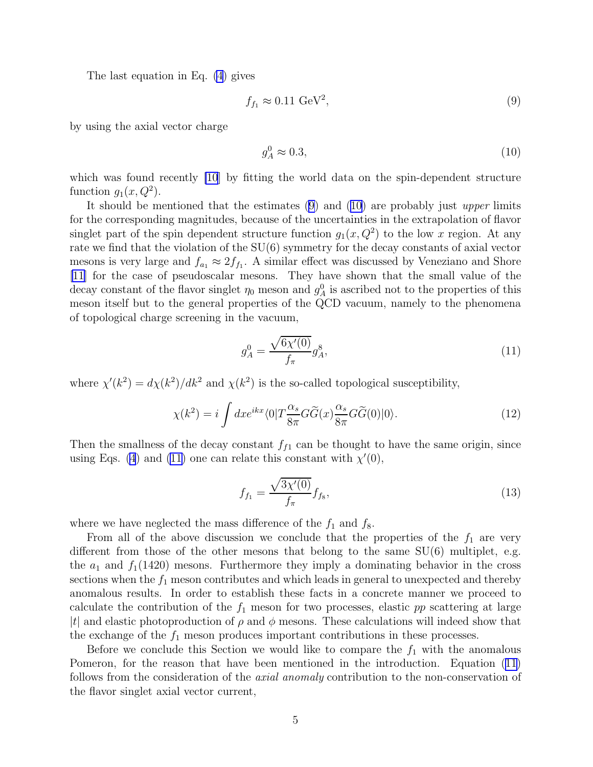The last equation in Eq. (4) gives

$$f_{f_1} \approx 0.11 \text{ GeV}^2, \tag{9}$$

by using the axial vector charge

$$g_A^0 \approx 0.3, \tag{10}$$

which was found recently [10] by fitting the world data on the spin-dependent structure function $g_1(x, Q^2)$.

It should be mentioned that the estimates (9) and (10) are probably just *upper* limits for the corresponding magnitudes, because of the uncertainties in the extrapolation of flavor singlet part of the spin dependent structure function $g_1(x, Q^2)$ to the low $x$ region. At any rate we find that the violation of the SU(6) symmetry for the decay constants of axial vector mesons is very large and $f_{a_1} \approx 2 f_{f_1}$. A similar effect was discussed by Veneziano and Shore [11] for the case of pseudoscalar mesons. They have shown that the small value of the decay constant of the flavor singlet $\eta_0$ meson and $g_A^0$ is ascribed not to the properties of this meson itself but to the general properties of the QCD vacuum, namely to the phenomena of topological charge screening in the vacuum,

$$g_A^0 = \frac{\sqrt{6\chi'(0)}}{f_\pi} g_A^8, \tag{11}$$

where $\chi'(k^2) = d\chi(k^2)/dk^2$ and $\chi(k^2)$ is the so-called topological susceptibility,

$$\chi(k^2) = i \int dx e^{ikx} \langle 0 | T \frac{\alpha_s}{8\pi} G\widetilde{G}(x) \frac{\alpha_s}{8\pi} G\widetilde{G}(0) | 0 \rangle. \tag{12}$$

Then the smallness of the decay constant $f_{f1}$ can be thought to have the same origin, since using Eqs. (4) and (11) one can relate this constant with $\chi'(0)$,

$$f_{f_1} = \frac{\sqrt{3\chi'(0)}}{f_\pi} f_{f_8}, \tag{13}$$

where we have neglected the mass difference of the $f_1$ and $f_8$.

From all of the above discussion we conclude that the properties of the $f_1$ are very different from those of the other mesons that belong to the same SU(6) multiplet, e.g. the $a_1$ and $f_1(1420)$ mesons. Furthermore they imply a dominating behavior in the cross sections when the $f_1$ meson contributes and which leads in general to unexpected and thereby anomalous results. In order to establish these facts in a concrete manner we proceed to calculate the contribution of the $f_1$ meson for two processes, elastic $pp$ scattering at large $|t|$ and elastic photoproduction of $\rho$ and $\phi$ mesons. These calculations will indeed show that the exchange of the $f_1$ meson produces important contributions in these processes.

Before we conclude this Section we would like to compare the $f_1$ with the anomalous Pomeron, for the reason that have been mentioned in the introduction. Equation (11) follows from the consideration of the *axial anomaly* contribution to the non-conservation of the flavor singlet axial vector current,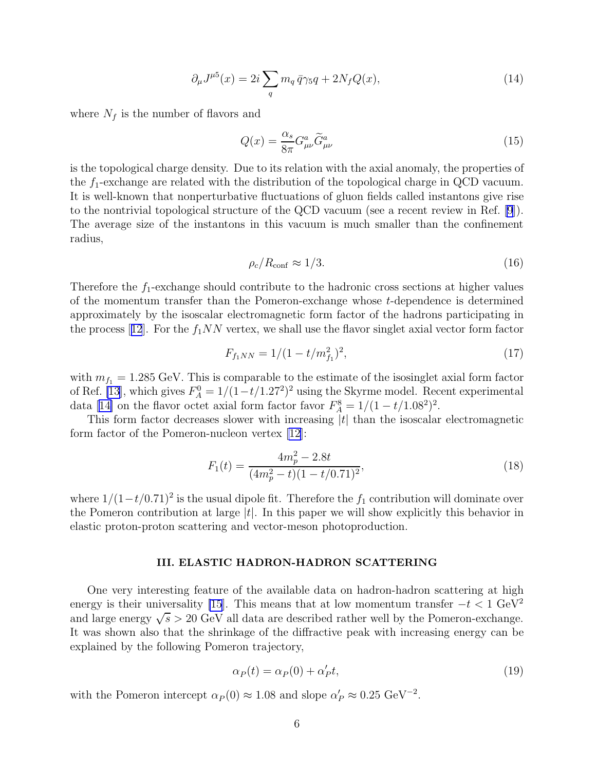$$\partial_\mu J^{\mu 5}(x) = 2i \sum_q m_q \, \bar{q}\gamma_5 q + 2N_f Q(x), \tag{14}$$

where $N_f$ is the number of flavors and

$$Q(x) = \frac{\alpha_s}{8\pi} G^a_{\mu\nu} \widetilde{G}^a_{\mu\nu} \tag{15}$$

is the topological charge density. Due to its relation with the axial anomaly, the properties of the $f_1$-exchange are related with the distribution of the topological charge in QCD vacuum. It is well-known that nonperturbative fluctuations of gluon fields called instantons give rise to the nontrivial topological structure of the QCD vacuum (see a recent review in Ref. [9]). The average size of the instantons in this vacuum is much smaller than the confinement radius,

$$\rho_c / R_{\rm conf} \approx 1/3. \tag{16}$$

Therefore the $f_1$-exchange should contribute to the hadronic cross sections at higher values of the momentum transfer than the Pomeron-exchange whose $t$-dependence is determined approximately by the isoscalar electromagnetic form factor of the hadrons participating in the process [12]. For the $f_1 NN$ vertex, we shall use the flavor singlet axial vector form factor

$$F_{f_1 NN} = 1/(1 - t/m_{f_1}^2)^2, \tag{17}$$

with $m_{f_1} = 1.285$ GeV. This is comparable to the estimate of the isosinglet axial form factor of Ref. [13], which gives $F_A^0 = 1/(1-t/1.27^2)^2$ using the Skyrme model. Recent experimental data [14] on the flavor octet axial form factor favor $F_A^8 = 1/(1-t/1.08^2)^2$.

This form factor decreases slower with increasing $|t|$ than the isoscalar electromagnetic form factor of the Pomeron-nucleon vertex [12]:

$$F_1(t) = \frac{4m_p^2 - 2.8t}{(4m_p^2 - t)(1 - t/0.71)^2}, \tag{18}$$

where $1/(1-t/0.71)^2$ is the usual dipole fit. Therefore the $f_1$ contribution will dominate over the Pomeron contribution at large $|t|$. In this paper we will show explicitly this behavior in elastic proton-proton scattering and vector-meson photoproduction.

## III. ELASTIC HADRON-HADRON SCATTERING

One very interesting feature of the available data on hadron-hadron scattering at high energy is their universality [15]. This means that at low momentum transfer $-t < 1$ GeV$^2$ and large energy $\sqrt{s} > 20$ GeV all data are described rather well by the Pomeron-exchange. It was shown also that the shrinkage of the diffractive peak with increasing energy can be explained by the following Pomeron trajectory,

$$\alpha_P(t) = \alpha_P(0) + \alpha'_P t, \tag{19}$$

with the Pomeron intercept $\alpha_P(0) \approx 1.08$ and slope $\alpha'_P \approx 0.25$ GeV$^{-2}$.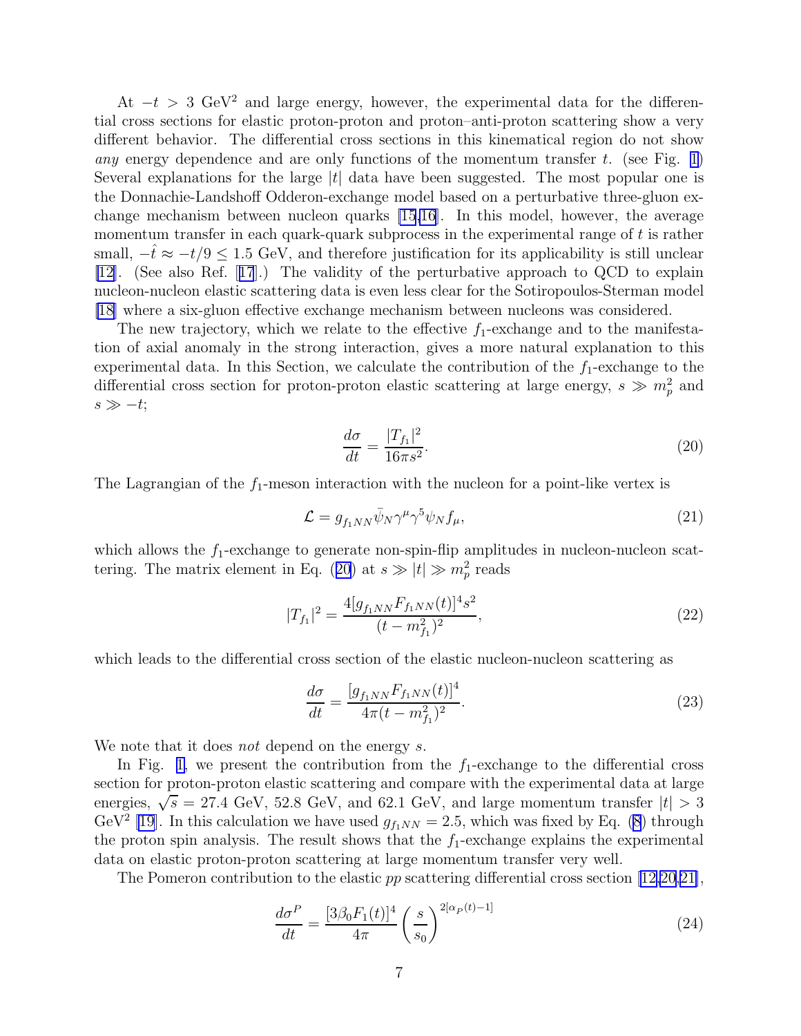At $-t > 3$ GeV$^2$ and large energy, however, the experimental data for the differential cross sections for elastic proton-proton and proton–anti-proton scattering show a very different behavior. The differential cross sections in this kinematical region do not show *any* energy dependence and are only functions of the momentum transfer $t$. (see Fig. 1) Several explanations for the large $|t|$ data have been suggested. The most popular one is the Donnachie-Landshoff Odderon-exchange model based on a perturbative three-gluon exchange mechanism between nucleon quarks [15,16]. In this model, however, the average momentum transfer in each quark-quark subprocess in the experimental range of $t$ is rather small, $-\hat{t} \approx -t/9 \leq 1.5$ GeV, and therefore justification for its applicability is still unclear [12]. (See also Ref. [17].) The validity of the perturbative approach to QCD to explain nucleon-nucleon elastic scattering data is even less clear for the Sotiropoulos-Sterman model [18] where a six-gluon effective exchange mechanism between nucleons was considered.

The new trajectory, which we relate to the effective $f_1$-exchange and to the manifestation of axial anomaly in the strong interaction, gives a more natural explanation to this experimental data. In this Section, we calculate the contribution of the $f_1$-exchange to the differential cross section for proton-proton elastic scattering at large energy, $s \gg m_p^2$ and $s \gg -t$;

$$\frac{d\sigma}{dt} = \frac{|T_{f_1}|^2}{16\pi s^2}. \tag{20}$$

The Lagrangian of the $f_1$-meson interaction with the nucleon for a point-like vertex is

$$\mathcal{L} = g_{f_1NN}\bar{\psi}_N\gamma^\mu\gamma^5\psi_N f_\mu, \tag{21}$$

which allows the $f_1$-exchange to generate non-spin-flip amplitudes in nucleon-nucleon scattering. The matrix element in Eq. (20) at $s \gg |t| \gg m_p^2$ reads

$$|T_{f_1}|^2 = \frac{4[g_{f_1NN}F_{f_1NN}(t)]^4 s^2}{(t - m_{f_1}^2)^2}, \tag{22}$$

which leads to the differential cross section of the elastic nucleon-nucleon scattering as

$$\frac{d\sigma}{dt} = \frac{[g_{f_1NN}F_{f_1NN}(t)]^4}{4\pi(t - m_{f_1}^2)^2}. \tag{23}$$

We note that it does *not* depend on the energy $s$.

In Fig. 1, we present the contribution from the $f_1$-exchange to the differential cross section for proton-proton elastic scattering and compare with the experimental data at large energies, $\sqrt{s} = 27.4$ GeV, 52.8 GeV, and 62.1 GeV, and large momentum transfer $|t| > 3$ GeV$^2$ [19]. In this calculation we have used $g_{f_1NN} = 2.5$, which was fixed by Eq. (8) through the proton spin analysis. The result shows that the $f_1$-exchange explains the experimental data on elastic proton-proton scattering at large momentum transfer very well.

The Pomeron contribution to the elastic $pp$ scattering differential cross section [12,20,21],

$$\frac{d\sigma^P}{dt} = \frac{[3\beta_0 F_1(t)]^4}{4\pi}\left(\frac{s}{s_0}\right)^{2[\alpha_P(t)-1]} \tag{24}$$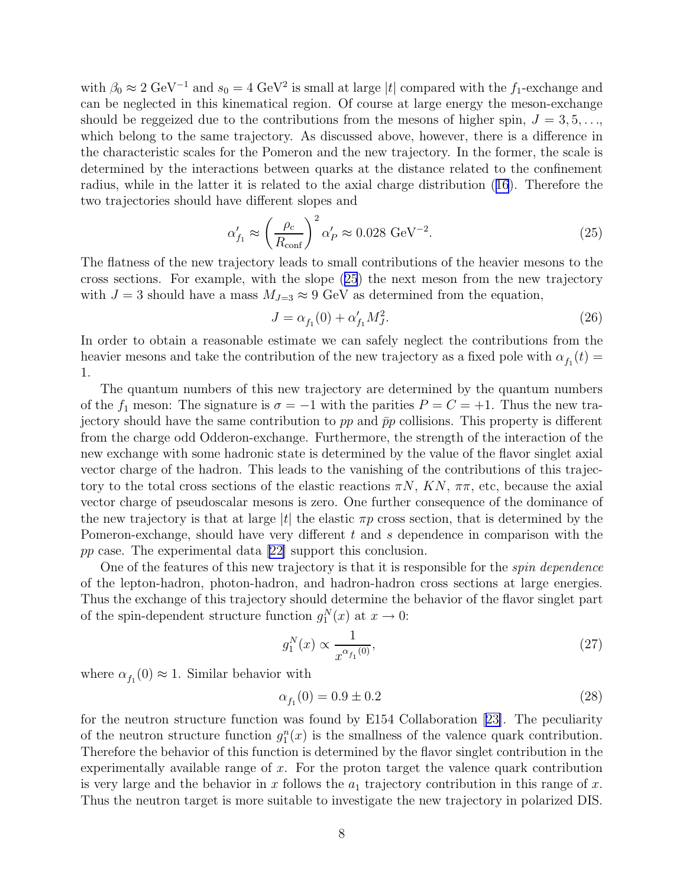with $\beta_0 \approx 2$ GeV$^{-1}$ and $s_0 = 4$ GeV$^2$ is small at large $|t|$ compared with the $f_1$-exchange and can be neglected in this kinematical region. Of course at large energy the meson-exchange should be reggeized due to the contributions from the mesons of higher spin, $J = 3, 5, \ldots$, which belong to the same trajectory. As discussed above, however, there is a difference in the characteristic scales for the Pomeron and the new trajectory. In the former, the scale is determined by the interactions between quarks at the distance related to the confinement radius, while in the latter it is related to the axial charge distribution (16). Therefore the two trajectories should have different slopes and

$$\alpha'_{f_1} \approx \left(\frac{\rho_c}{R_{\rm conf}}\right)^2 \alpha'_P \approx 0.028 \text{ GeV}^{-2}. \tag{25}$$

The flatness of the new trajectory leads to small contributions of the heavier mesons to the cross sections. For example, with the slope (25) the next meson from the new trajectory with $J = 3$ should have a mass $M_{J=3} \approx 9$ GeV as determined from the equation,

$$J = \alpha_{f_1}(0) + \alpha'_{f_1} M_J^2. \tag{26}$$

In order to obtain a reasonable estimate we can safely neglect the contributions from the heavier mesons and take the contribution of the new trajectory as a fixed pole with $\alpha_{f_1}(t) = 1$.

The quantum numbers of this new trajectory are determined by the quantum numbers of the $f_1$ meson: The signature is $\sigma = -1$ with the parities $P = C = +1$. Thus the new trajectory should have the same contribution to $pp$ and $\bar{p}p$ collisions. This property is different from the charge odd Odderon-exchange. Furthermore, the strength of the interaction of the new exchange with some hadronic state is determined by the value of the flavor singlet axial vector charge of the hadron. This leads to the vanishing of the contributions of this trajectory to the total cross sections of the elastic reactions $\pi N$, $KN$, $\pi\pi$, etc, because the axial vector charge of pseudoscalar mesons is zero. One further consequence of the dominance of the new trajectory is that at large $|t|$ the elastic $\pi p$ cross section, that is determined by the Pomeron-exchange, should have very different $t$ and $s$ dependence in comparison with the $pp$ case. The experimental data [22] support this conclusion.

One of the features of this new trajectory is that it is responsible for the *spin dependence* of the lepton-hadron, photon-hadron, and hadron-hadron cross sections at large energies. Thus the exchange of this trajectory should determine the behavior of the flavor singlet part of the spin-dependent structure function $g_1^N(x)$ at $x \to 0$:

$$g_1^N(x) \propto \frac{1}{x^{\alpha_{f_1}(0)}}, \tag{27}$$

where $\alpha_{f_1}(0) \approx 1$. Similar behavior with

$$\alpha_{f_1}(0) = 0.9 \pm 0.2 \tag{28}$$

for the neutron structure function was found by E154 Collaboration [23]. The peculiarity of the neutron structure function $g_1^n(x)$ is the smallness of the valence quark contribution. Therefore the behavior of this function is determined by the flavor singlet contribution in the experimentally available range of $x$. For the proton target the valence quark contribution is very large and the behavior in $x$ follows the $a_1$ trajectory contribution in this range of $x$. Thus the neutron target is more suitable to investigate the new trajectory in polarized DIS.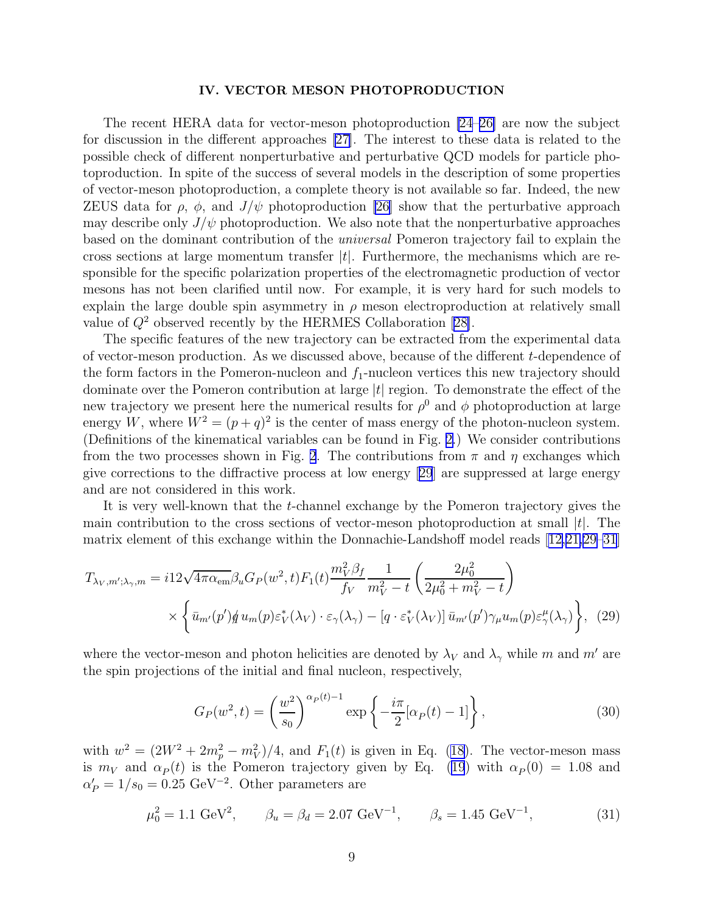## IV. VECTOR MESON PHOTOPRODUCTION

The recent HERA data for vector-meson photoproduction [24–26] are now the subject for discussion in the different approaches [27]. The interest to these data is related to the possible check of different nonperturbative and perturbative QCD models for particle photoproduction. In spite of the success of several models in the description of some properties of vector-meson photoproduction, a complete theory is not available so far. Indeed, the new ZEUS data for $\rho$, $\phi$, and $J/\psi$ photoproduction [26] show that the perturbative approach may describe only $J/\psi$ photoproduction. We also note that the nonperturbative approaches based on the dominant contribution of the *universal* Pomeron trajectory fail to explain the cross sections at large momentum transfer $|t|$. Furthermore, the mechanisms which are responsible for the specific polarization properties of the electromagnetic production of vector mesons has not been clarified until now. For example, it is very hard for such models to explain the large double spin asymmetry in $\rho$ meson electroproduction at relatively small value of $Q^2$ observed recently by the HERMES Collaboration [28].

The specific features of the new trajectory can be extracted from the experimental data of vector-meson production. As we discussed above, because of the different $t$-dependence of the form factors in the Pomeron-nucleon and $f_1$-nucleon vertices this new trajectory should dominate over the Pomeron contribution at large $|t|$ region. To demonstrate the effect of the new trajectory we present here the numerical results for $\rho^0$ and $\phi$ photoproduction at large energy $W$, where $W^2 = (p+q)^2$ is the center of mass energy of the photon-nucleon system. (Definitions of the kinematical variables can be found in Fig. 2.) We consider contributions from the two processes shown in Fig. 2. The contributions from $\pi$ and $\eta$ exchanges which give corrections to the diffractive process at low energy [29] are suppressed at large energy and are not considered in this work.

It is very well-known that the $t$-channel exchange by the Pomeron trajectory gives the main contribution to the cross sections of vector-meson photoproduction at small $|t|$. The matrix element of this exchange within the Donnachie-Landshoff model reads [12,21,29–31]

$$
T_{\lambda_V,m';\lambda_\gamma,m} = i12\sqrt{4\pi\alpha_{\rm em}}\beta_u G_P(w^2,t)F_1(t)\frac{m_V^2\beta_f}{f_V}\frac{1}{m_V^2-t}\left(\frac{2\mu_0^2}{2\mu_0^2+m_V^2-t}\right)
\times\left\{\bar{u}_{m'}(p')\not{q}\,u_m(p)\varepsilon_V^*(\lambda_V)\cdot\varepsilon_\gamma(\lambda_\gamma) - \left[q\cdot\varepsilon_V^*(\lambda_V)\right]\bar{u}_{m'}(p')\gamma_\mu u_m(p)\varepsilon_\gamma^\mu(\lambda_\gamma)\right\}, \quad (29)
$$

where the vector-meson and photon helicities are denoted by $\lambda_V$ and $\lambda_\gamma$ while $m$ and $m'$ are the spin projections of the initial and final nucleon, respectively,

$$
G_P(w^2,t) = \left(\frac{w^2}{s_0}\right)^{\alpha_P(t)-1}\exp\left\{-\frac{i\pi}{2}[\alpha_P(t)-1]\right\}, \quad (30)
$$

with $w^2 = (2W^2 + 2m_p^2 - m_V^2)/4$, and $F_1(t)$ is given in Eq. (18). The vector-meson mass is $m_V$ and $\alpha_P(t)$ is the Pomeron trajectory given by Eq. (19) with $\alpha_P(0) = 1.08$ and $\alpha'_P = 1/s_0 = 0.25$ GeV$^{-2}$. Other parameters are

$$
\mu_0^2 = 1.1\ \text{GeV}^2, \qquad \beta_u = \beta_d = 2.07\ \text{GeV}^{-1}, \qquad \beta_s = 1.45\ \text{GeV}^{-1}, \quad (31)
$$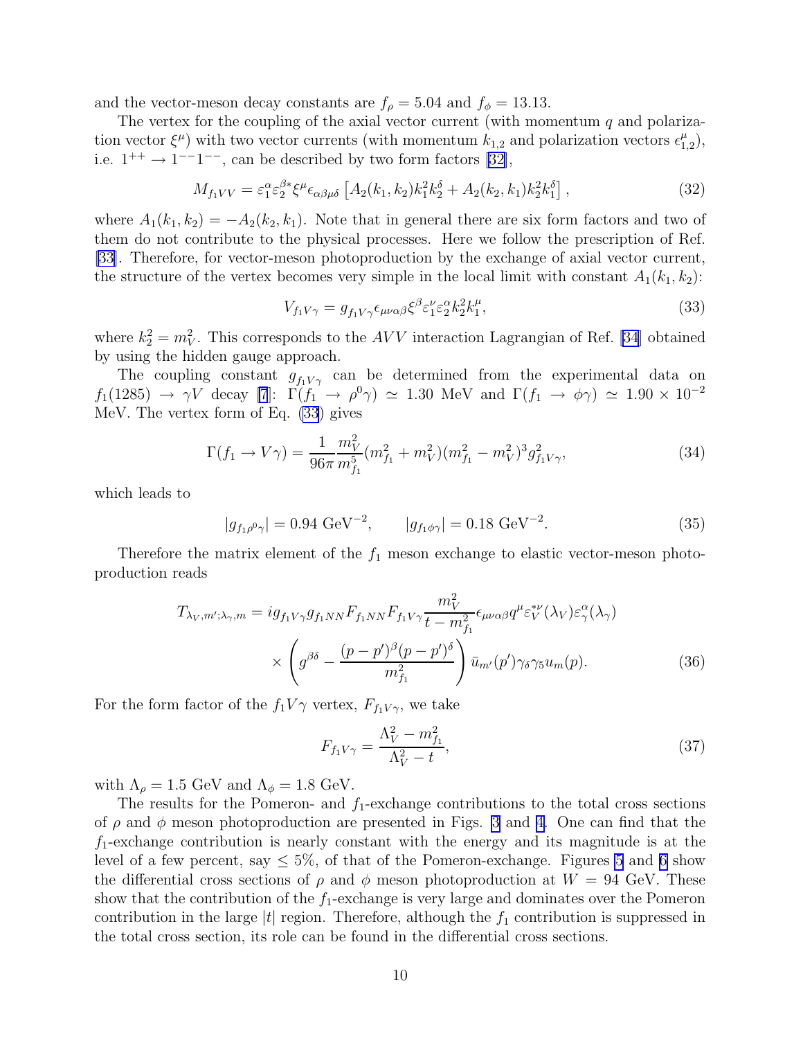and the vector-meson decay constants are $f_\rho = 5.04$ and $f_\phi = 13.13$.

The vertex for the coupling of the axial vector current (with momentum $q$ and polarization vector $\xi^\mu$) with two vector currents (with momentum $k_{1,2}$ and polarization vectors $\epsilon^\mu_{1,2}$), i.e. $1^{++} \to 1^{--}1^{--}$, can be described by two form factors [32],

$$M_{f_1VV} = \varepsilon_1^\alpha \varepsilon_2^{\beta *} \xi^\mu \epsilon_{\alpha\beta\mu\delta} \left[ A_2(k_1,k_2) k_1^2 k_2^\delta + A_2(k_2,k_1) k_2^2 k_1^\delta \right], \tag{32}$$

where $A_1(k_1,k_2) = -A_2(k_2,k_1)$. Note that in general there are six form factors and two of them do not contribute to the physical processes. Here we follow the prescription of Ref. [33]. Therefore, for vector-meson photoproduction by the exchange of axial vector current, the structure of the vertex becomes very simple in the local limit with constant $A_1(k_1,k_2)$:

$$V_{f_1V\gamma} = g_{f_1V\gamma} \epsilon_{\mu\nu\alpha\beta} \xi^\beta \varepsilon_1^\nu \varepsilon_2^\alpha k_2^2 k_1^\mu, \tag{33}$$

where $k_2^2 = m_V^2$. This corresponds to the $AVV$ interaction Lagrangian of Ref. [34] obtained by using the hidden gauge approach.

The coupling constant $g_{f_1V\gamma}$ can be determined from the experimental data on $f_1(1285) \to \gamma V$ decay [7]: $\Gamma(f_1 \to \rho^0\gamma) \simeq 1.30$ MeV and $\Gamma(f_1 \to \phi\gamma) \simeq 1.90 \times 10^{-2}$ MeV. The vertex form of Eq. (33) gives

$$\Gamma(f_1 \to V\gamma) = \frac{1}{96\pi} \frac{m_V^2}{m_{f_1}^5} (m_{f_1}^2 + m_V^2)(m_{f_1}^2 - m_V^2)^3 g_{f_1V\gamma}^2, \tag{34}$$

which leads to

$$|g_{f_1\rho^0\gamma}| = 0.94 \text{ GeV}^{-2}, \qquad |g_{f_1\phi\gamma}| = 0.18 \text{ GeV}^{-2}. \tag{35}$$

Therefore the matrix element of the $f_1$ meson exchange to elastic vector-meson photoproduction reads

$$\begin{aligned} T_{\lambda_V,m';\lambda_\gamma,m} = {} & i g_{f_1V\gamma} g_{f_1NN} F_{f_1NN} F_{f_1V\gamma} \frac{m_V^2}{t - m_{f_1}^2} \epsilon_{\mu\nu\alpha\beta} q^\mu \varepsilon_V^{*\nu}(\lambda_V) \varepsilon_\gamma^\alpha(\lambda_\gamma) \\ & \times \left( g^{\beta\delta} - \frac{(p-p')^\beta (p-p')^\delta}{m_{f_1}^2} \right) \bar{u}_{m'}(p') \gamma_\delta \gamma_5 u_m(p). \end{aligned} \tag{36}$$

For the form factor of the $f_1V\gamma$ vertex, $F_{f_1V\gamma}$, we take

$$F_{f_1V\gamma} = \frac{\Lambda_V^2 - m_{f_1}^2}{\Lambda_V^2 - t}, \tag{37}$$

with $\Lambda_\rho = 1.5$ GeV and $\Lambda_\phi = 1.8$ GeV.

The results for the Pomeron- and $f_1$-exchange contributions to the total cross sections of $\rho$ and $\phi$ meson photoproduction are presented in Figs. 3 and 4. One can find that the $f_1$-exchange contribution is nearly constant with the energy and its magnitude is at the level of a few percent, say $\leq 5\%$, of that of the Pomeron-exchange. Figures 5 and 6 show the differential cross sections of $\rho$ and $\phi$ meson photoproduction at $W = 94$ GeV. These show that the contribution of the $f_1$-exchange is very large and dominates over the Pomeron contribution in the large $|t|$ region. Therefore, although the $f_1$ contribution is suppressed in the total cross section, its role can be found in the differential cross sections.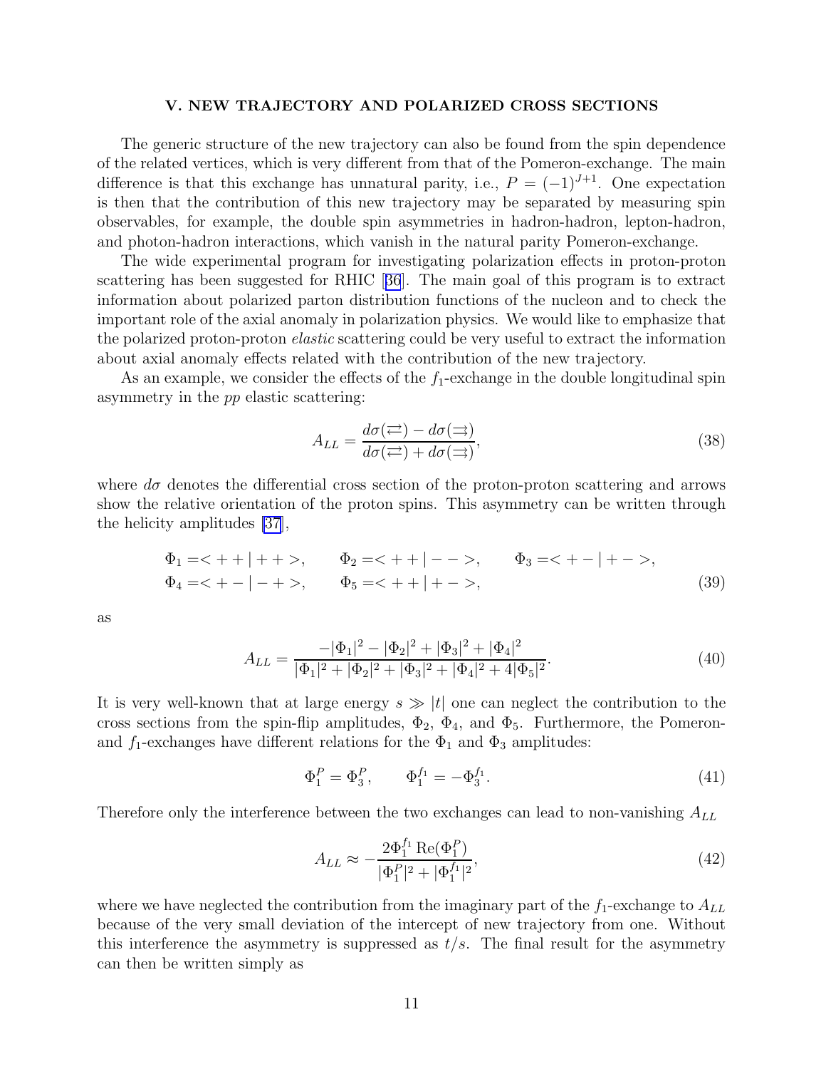## V. NEW TRAJECTORY AND POLARIZED CROSS SECTIONS

The generic structure of the new trajectory can also be found from the spin dependence of the related vertices, which is very different from that of the Pomeron-exchange. The main difference is that this exchange has unnatural parity, i.e., $P = (-1)^{J+1}$. One expectation is then that the contribution of this new trajectory may be separated by measuring spin observables, for example, the double spin asymmetries in hadron-hadron, lepton-hadron, and photon-hadron interactions, which vanish in the natural parity Pomeron-exchange.

The wide experimental program for investigating polarization effects in proton-proton scattering has been suggested for RHIC [36]. The main goal of this program is to extract information about polarized parton distribution functions of the nucleon and to check the important role of the axial anomaly in polarization physics. We would like to emphasize that the polarized proton-proton *elastic* scattering could be very useful to extract the information about axial anomaly effects related with the contribution of the new trajectory.

As an example, we consider the effects of the $f_1$-exchange in the double longitudinal spin asymmetry in the $pp$ elastic scattering:

$$A_{LL} = \frac{d\sigma(\rightleftarrows) - d\sigma(\rightrightarrows)}{d\sigma(\rightleftarrows) + d\sigma(\rightrightarrows)}, \tag{38}$$

where $d\sigma$ denotes the differential cross section of the proton-proton scattering and arrows show the relative orientation of the proton spins. This asymmetry can be written through the helicity amplitudes [37],

$$\begin{aligned}
&\Phi_1 = <++|++>, \qquad \Phi_2 = <++|-->, \qquad \Phi_3 = <+-|+->, \\
&\Phi_4 = <+-|-+>, \qquad \Phi_5 = <++|+->,
\end{aligned} \tag{39}$$

as

$$A_{LL} = \frac{-|\Phi_1|^2 - |\Phi_2|^2 + |\Phi_3|^2 + |\Phi_4|^2}{|\Phi_1|^2 + |\Phi_2|^2 + |\Phi_3|^2 + |\Phi_4|^2 + 4|\Phi_5|^2}. \tag{40}$$

It is very well-known that at large energy $s \gg |t|$ one can neglect the contribution to the cross sections from the spin-flip amplitudes, $\Phi_2$, $\Phi_4$, and $\Phi_5$. Furthermore, the Pomeron- and $f_1$-exchanges have different relations for the $\Phi_1$ and $\Phi_3$ amplitudes:

$$\Phi_1^P = \Phi_3^P, \qquad \Phi_1^{f_1} = -\Phi_3^{f_1}. \tag{41}$$

Therefore only the interference between the two exchanges can lead to non-vanishing $A_{LL}$

$$A_{LL} \approx -\frac{2\Phi_1^{f_1}\,\mathrm{Re}(\Phi_1^P)}{|\Phi_1^P|^2 + |\Phi_1^{f_1}|^2}, \tag{42}$$

where we have neglected the contribution from the imaginary part of the $f_1$-exchange to $A_{LL}$ because of the very small deviation of the intercept of new trajectory from one. Without this interference the asymmetry is suppressed as $t/s$. The final result for the asymmetry can then be written simply as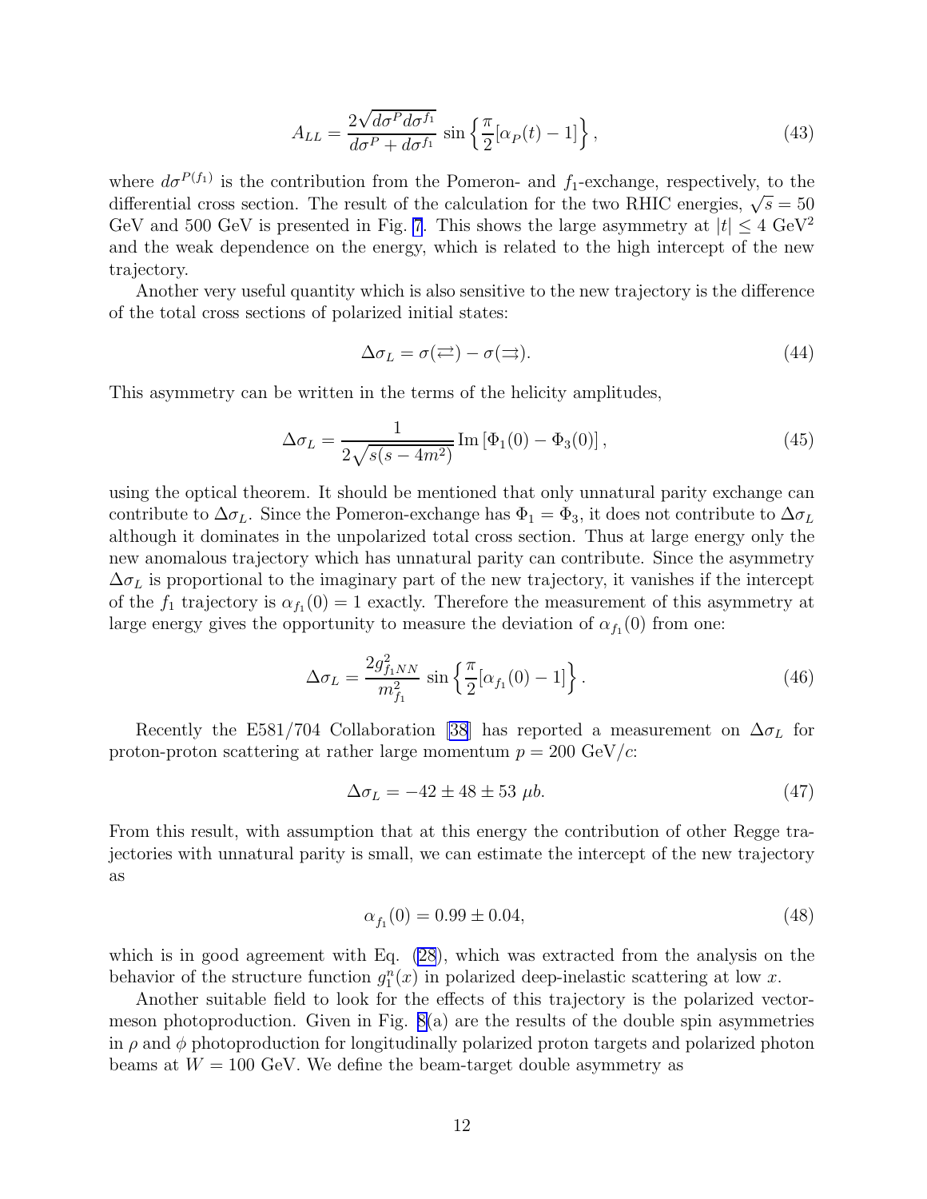$$A_{LL} = \frac{2\sqrt{d\sigma^P d\sigma^{f_1}}}{d\sigma^P + d\sigma^{f_1}} \sin\left\{\frac{\pi}{2}[\alpha_P(t) - 1]\right\}, \tag{43}$$

where $d\sigma^{P(f_1)}$ is the contribution from the Pomeron- and $f_1$-exchange, respectively, to the differential cross section. The result of the calculation for the two RHIC energies, $\sqrt{s} = 50$ GeV and 500 GeV is presented in Fig. 7. This shows the large asymmetry at $|t| \leq 4$ GeV$^2$ and the weak dependence on the energy, which is related to the high intercept of the new trajectory.

Another very useful quantity which is also sensitive to the new trajectory is the difference of the total cross sections of polarized initial states:

$$\Delta\sigma_L = \sigma(\rightleftarrows) - \sigma(\rightrightarrows). \tag{44}$$

This asymmetry can be written in the terms of the helicity amplitudes,

$$\Delta\sigma_L = \frac{1}{2\sqrt{s(s-4m^2)}} \, \mathrm{Im}\left[\Phi_1(0) - \Phi_3(0)\right], \tag{45}$$

using the optical theorem. It should be mentioned that only unnatural parity exchange can contribute to $\Delta\sigma_L$. Since the Pomeron-exchange has $\Phi_1 = \Phi_3$, it does not contribute to $\Delta\sigma_L$ although it dominates in the unpolarized total cross section. Thus at large energy only the new anomalous trajectory which has unnatural parity can contribute. Since the asymmetry $\Delta\sigma_L$ is proportional to the imaginary part of the new trajectory, it vanishes if the intercept of the $f_1$ trajectory is $\alpha_{f_1}(0) = 1$ exactly. Therefore the measurement of this asymmetry at large energy gives the opportunity to measure the deviation of $\alpha_{f_1}(0)$ from one:

$$\Delta\sigma_L = \frac{2g^2_{f_1NN}}{m^2_{f_1}} \sin\left\{\frac{\pi}{2}[\alpha_{f_1}(0) - 1]\right\}. \tag{46}$$

Recently the E581/704 Collaboration [38] has reported a measurement on $\Delta\sigma_L$ for proton-proton scattering at rather large momentum $p = 200$ GeV/$c$:

$$\Delta\sigma_L = -42 \pm 48 \pm 53 \ \mu b. \tag{47}$$

From this result, with assumption that at this energy the contribution of other Regge trajectories with unnatural parity is small, we can estimate the intercept of the new trajectory as

$$\alpha_{f_1}(0) = 0.99 \pm 0.04, \tag{48}$$

which is in good agreement with Eq. (28), which was extracted from the analysis on the behavior of the structure function $g_1^n(x)$ in polarized deep-inelastic scattering at low $x$.

Another suitable field to look for the effects of this trajectory is the polarized vector-meson photoproduction. Given in Fig. 8(a) are the results of the double spin asymmetries in $\rho$ and $\phi$ photoproduction for longitudinally polarized proton targets and polarized photon beams at $W = 100$ GeV. We define the beam-target double asymmetry as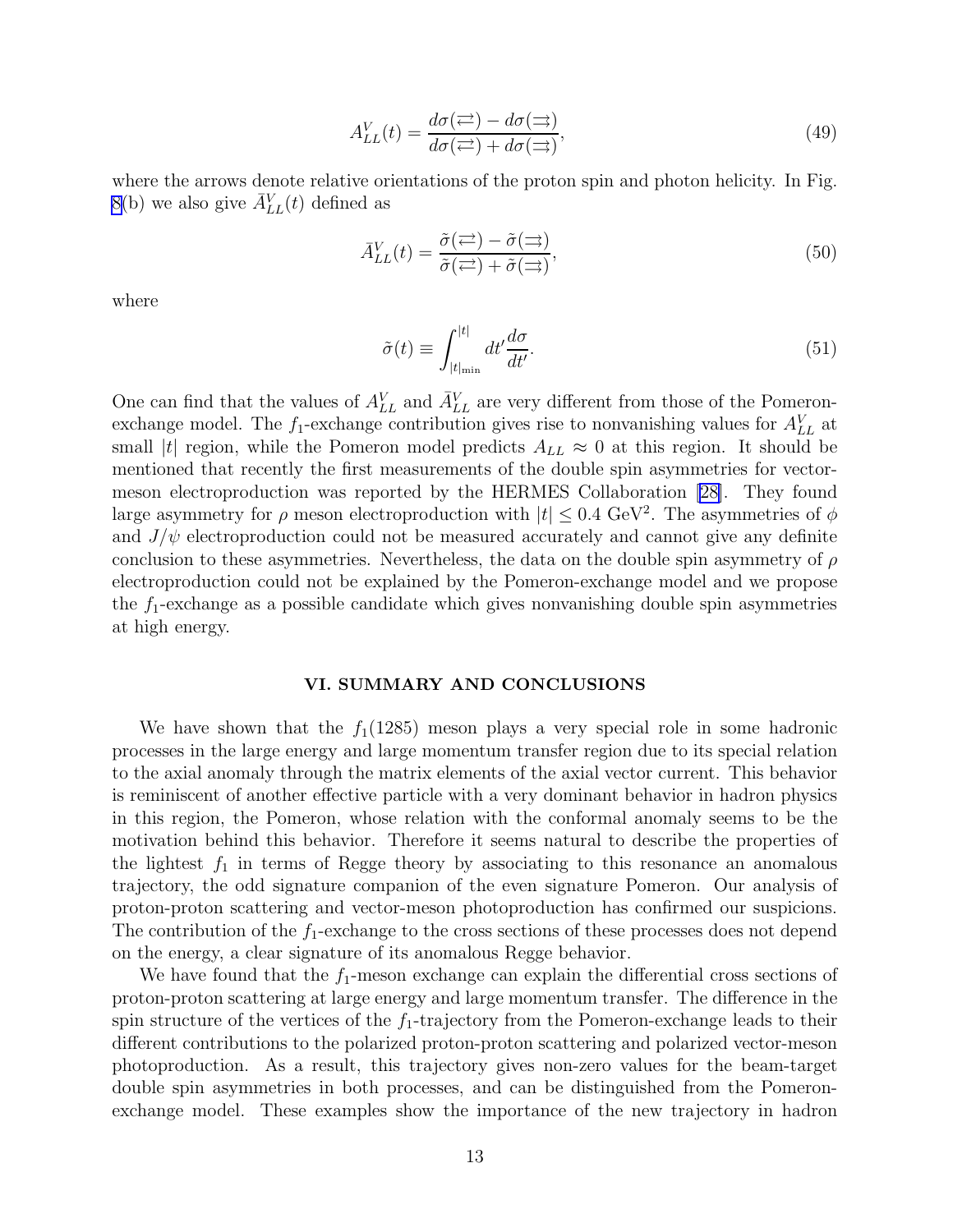$$A_{LL}^{V}(t) = \frac{d\sigma(\rightleftarrows) - d\sigma(\rightrightarrows)}{d\sigma(\rightleftarrows) + d\sigma(\rightrightarrows)}, \tag{49}$$

where the arrows denote relative orientations of the proton spin and photon helicity. In Fig. 8(b) we also give $\bar{A}_{LL}^{V}(t)$ defined as

$$\bar{A}_{LL}^{V}(t) = \frac{\tilde{\sigma}(\rightleftarrows) - \tilde{\sigma}(\rightrightarrows)}{\tilde{\sigma}(\rightleftarrows) + \tilde{\sigma}(\rightrightarrows)}, \tag{50}$$

where

$$\tilde{\sigma}(t) \equiv \int_{|t|_{\min}}^{|t|} dt' \frac{d\sigma}{dt'}. \tag{51}$$

One can find that the values of $A_{LL}^{V}$ and $\bar{A}_{LL}^{V}$ are very different from those of the Pomeron-exchange model. The $f_1$-exchange contribution gives rise to nonvanishing values for $A_{LL}^{V}$ at small $|t|$ region, while the Pomeron model predicts $A_{LL} \approx 0$ at this region. It should be mentioned that recently the first measurements of the double spin asymmetries for vector-meson electroproduction was reported by the HERMES Collaboration [28]. They found large asymmetry for $\rho$ meson electroproduction with $|t| \leq 0.4$ GeV$^2$. The asymmetries of $\phi$ and $J/\psi$ electroproduction could not be measured accurately and cannot give any definite conclusion to these asymmetries. Nevertheless, the data on the double spin asymmetry of $\rho$ electroproduction could not be explained by the Pomeron-exchange model and we propose the $f_1$-exchange as a possible candidate which gives nonvanishing double spin asymmetries at high energy.

## VI. SUMMARY AND CONCLUSIONS

We have shown that the $f_1(1285)$ meson plays a very special role in some hadronic processes in the large energy and large momentum transfer region due to its special relation to the axial anomaly through the matrix elements of the axial vector current. This behavior is reminiscent of another effective particle with a very dominant behavior in hadron physics in this region, the Pomeron, whose relation with the conformal anomaly seems to be the motivation behind this behavior. Therefore it seems natural to describe the properties of the lightest $f_1$ in terms of Regge theory by associating to this resonance an anomalous trajectory, the odd signature companion of the even signature Pomeron. Our analysis of proton-proton scattering and vector-meson photoproduction has confirmed our suspicions. The contribution of the $f_1$-exchange to the cross sections of these processes does not depend on the energy, a clear signature of its anomalous Regge behavior.

We have found that the $f_1$-meson exchange can explain the differential cross sections of proton-proton scattering at large energy and large momentum transfer. The difference in the spin structure of the vertices of the $f_1$-trajectory from the Pomeron-exchange leads to their different contributions to the polarized proton-proton scattering and polarized vector-meson photoproduction. As a result, this trajectory gives non-zero values for the beam-target double spin asymmetries in both processes, and can be distinguished from the Pomeron-exchange model. These examples show the importance of the new trajectory in hadron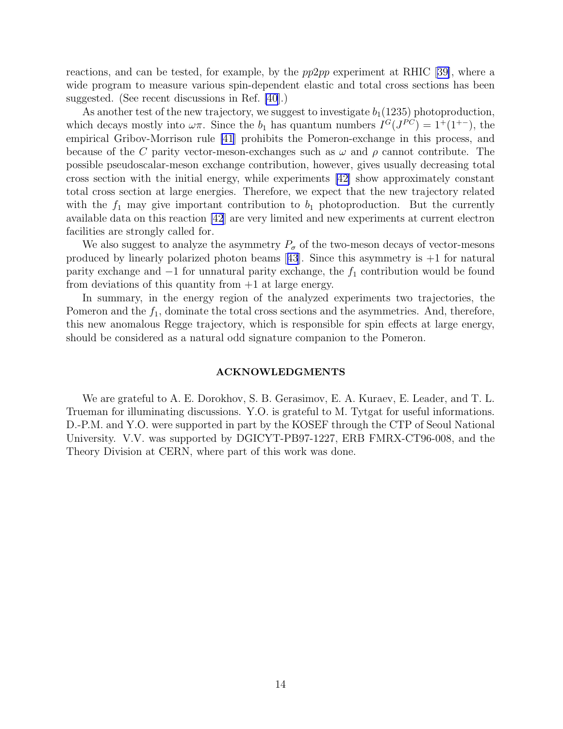reactions, and can be tested, for example, by the *pp*2*pp* experiment at RHIC [39], where a wide program to measure various spin-dependent elastic and total cross sections has been suggested. (See recent discussions in Ref. [40].)

As another test of the new trajectory, we suggest to investigate $b_1(1235)$ photoproduction, which decays mostly into $\omega\pi$. Since the $b_1$ has quantum numbers $I^G(J^{PC}) = 1^+(1^{+-})$, the empirical Gribov-Morrison rule [41] prohibits the Pomeron-exchange in this process, and because of the $C$ parity vector-meson-exchanges such as $\omega$ and $\rho$ cannot contribute. The possible pseudoscalar-meson exchange contribution, however, gives usually decreasing total cross section with the initial energy, while experiments [42] show approximately constant total cross section at large energies. Therefore, we expect that the new trajectory related with the $f_1$ may give important contribution to $b_1$ photoproduction. But the currently available data on this reaction [42] are very limited and new experiments at current electron facilities are strongly called for.

We also suggest to analyze the asymmetry $P_\sigma$ of the two-meson decays of vector-mesons produced by linearly polarized photon beams [43]. Since this asymmetry is $+1$ for natural parity exchange and $-1$ for unnatural parity exchange, the $f_1$ contribution would be found from deviations of this quantity from $+1$ at large energy.

In summary, in the energy region of the analyzed experiments two trajectories, the Pomeron and the $f_1$, dominate the total cross sections and the asymmetries. And, therefore, this new anomalous Regge trajectory, which is responsible for spin effects at large energy, should be considered as a natural odd signature companion to the Pomeron.

## ACKNOWLEDGMENTS

We are grateful to A. E. Dorokhov, S. B. Gerasimov, E. A. Kuraev, E. Leader, and T. L. Trueman for illuminating discussions. Y.O. is grateful to M. Tytgat for useful informations. D.-P.M. and Y.O. were supported in part by the KOSEF through the CTP of Seoul National University. V.V. was supported by DGICYT-PB97-1227, ERB FMRX-CT96-008, and the Theory Division at CERN, where part of this work was done.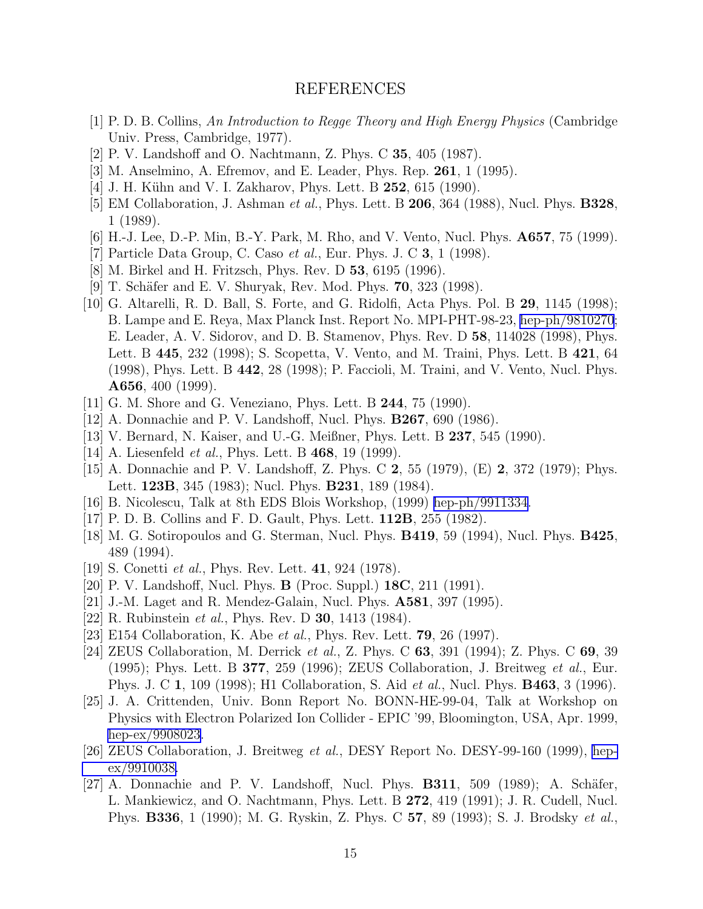# REFERENCES

[1] P. D. B. Collins, *An Introduction to Regge Theory and High Energy Physics* (Cambridge Univ. Press, Cambridge, 1977).

[2] P. V. Landshoff and O. Nachtmann, Z. Phys. C **35**, 405 (1987).

[3] M. Anselmino, A. Efremov, and E. Leader, Phys. Rep. **261**, 1 (1995).

[4] J. H. Kühn and V. I. Zakharov, Phys. Lett. B **252**, 615 (1990).

[5] EM Collaboration, J. Ashman *et al.*, Phys. Lett. B **206**, 364 (1988), Nucl. Phys. **B328**, 1 (1989).

[6] H.-J. Lee, D.-P. Min, B.-Y. Park, M. Rho, and V. Vento, Nucl. Phys. **A657**, 75 (1999).

[7] Particle Data Group, C. Caso *et al.*, Eur. Phys. J. C **3**, 1 (1998).

[8] M. Birkel and H. Fritzsch, Phys. Rev. D **53**, 6195 (1996).

[9] T. Schäfer and E. V. Shuryak, Rev. Mod. Phys. **70**, 323 (1998).

[10] G. Altarelli, R. D. Ball, S. Forte, and G. Ridolfi, Acta Phys. Pol. B **29**, 1145 (1998); B. Lampe and E. Reya, Max Planck Inst. Report No. MPI-PHT-98-23, hep-ph/9810270; E. Leader, A. V. Sidorov, and D. B. Stamenov, Phys. Rev. D **58**, 114028 (1998), Phys. Lett. B **445**, 232 (1998); S. Scopetta, V. Vento, and M. Traini, Phys. Lett. B **421**, 64 (1998), Phys. Lett. B **442**, 28 (1998); P. Faccioli, M. Traini, and V. Vento, Nucl. Phys. **A656**, 400 (1999).

[11] G. M. Shore and G. Veneziano, Phys. Lett. B **244**, 75 (1990).

[12] A. Donnachie and P. V. Landshoff, Nucl. Phys. **B267**, 690 (1986).

[13] V. Bernard, N. Kaiser, and U.-G. Meißner, Phys. Lett. B **237**, 545 (1990).

[14] A. Liesenfeld *et al.*, Phys. Lett. B **468**, 19 (1999).

[15] A. Donnachie and P. V. Landshoff, Z. Phys. C **2**, 55 (1979), (E) **2**, 372 (1979); Phys. Lett. **123B**, 345 (1983); Nucl. Phys. **B231**, 189 (1984).

[16] B. Nicolescu, Talk at 8th EDS Blois Workshop, (1999) hep-ph/9911334.

[17] P. D. B. Collins and F. D. Gault, Phys. Lett. **112B**, 255 (1982).

[18] M. G. Sotiropoulos and G. Sterman, Nucl. Phys. **B419**, 59 (1994), Nucl. Phys. **B425**, 489 (1994).

[19] S. Conetti *et al.*, Phys. Rev. Lett. **41**, 924 (1978).

[20] P. V. Landshoff, Nucl. Phys. **B** (Proc. Suppl.) **18C**, 211 (1991).

[21] J.-M. Laget and R. Mendez-Galain, Nucl. Phys. **A581**, 397 (1995).

[22] R. Rubinstein *et al.*, Phys. Rev. D **30**, 1413 (1984).

[23] E154 Collaboration, K. Abe *et al.*, Phys. Rev. Lett. **79**, 26 (1997).

[24] ZEUS Collaboration, M. Derrick *et al.*, Z. Phys. C **63**, 391 (1994); Z. Phys. C **69**, 39 (1995); Phys. Lett. B **377**, 259 (1996); ZEUS Collaboration, J. Breitweg *et al.*, Eur. Phys. J. C **1**, 109 (1998); H1 Collaboration, S. Aid *et al.*, Nucl. Phys. **B463**, 3 (1996).

[25] J. A. Crittenden, Univ. Bonn Report No. BONN-HE-99-04, Talk at Workshop on Physics with Electron Polarized Ion Collider - EPIC '99, Bloomington, USA, Apr. 1999, hep-ex/9908023.

[26] ZEUS Collaboration, J. Breitweg *et al.*, DESY Report No. DESY-99-160 (1999), hep-ex/9910038.

[27] A. Donnachie and P. V. Landshoff, Nucl. Phys. **B311**, 509 (1989); A. Schäfer, L. Mankiewicz, and O. Nachtmann, Phys. Lett. B **272**, 419 (1991); J. R. Cudell, Nucl. Phys. **B336**, 1 (1990); M. G. Ryskin, Z. Phys. C **57**, 89 (1993); S. J. Brodsky *et al.*,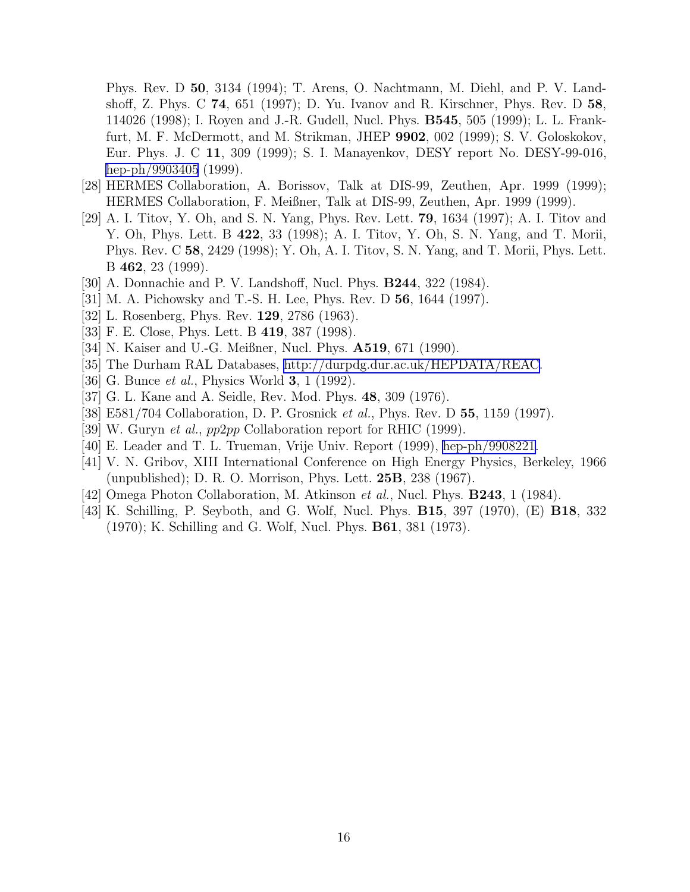Phys. Rev. D **50**, 3134 (1994); T. Arens, O. Nachtmann, M. Diehl, and P. V. Landshoff, Z. Phys. C **74**, 651 (1997); D. Yu. Ivanov and R. Kirschner, Phys. Rev. D **58**, 114026 (1998); I. Royen and J.-R. Gudell, Nucl. Phys. **B545**, 505 (1999); L. L. Frankfurt, M. F. McDermott, and M. Strikman, JHEP **9902**, 002 (1999); S. V. Goloskokov, Eur. Phys. J. C **11**, 309 (1999); S. I. Manayenkov, DESY report No. DESY-99-016, hep-ph/9903405 (1999).

[28] HERMES Collaboration, A. Borissov, Talk at DIS-99, Zeuthen, Apr. 1999 (1999); HERMES Collaboration, F. Meißner, Talk at DIS-99, Zeuthen, Apr. 1999 (1999).

[29] A. I. Titov, Y. Oh, and S. N. Yang, Phys. Rev. Lett. **79**, 1634 (1997); A. I. Titov and Y. Oh, Phys. Lett. B **422**, 33 (1998); A. I. Titov, Y. Oh, S. N. Yang, and T. Morii, Phys. Rev. C **58**, 2429 (1998); Y. Oh, A. I. Titov, S. N. Yang, and T. Morii, Phys. Lett. B **462**, 23 (1999).

[30] A. Donnachie and P. V. Landshoff, Nucl. Phys. **B244**, 322 (1984).

[31] M. A. Pichowsky and T.-S. H. Lee, Phys. Rev. D **56**, 1644 (1997).

[32] L. Rosenberg, Phys. Rev. **129**, 2786 (1963).

[33] F. E. Close, Phys. Lett. B **419**, 387 (1998).

[34] N. Kaiser and U.-G. Meißner, Nucl. Phys. **A519**, 671 (1990).

[35] The Durham RAL Databases, http://durpdg.dur.ac.uk/HEPDATA/REAC.

[36] G. Bunce *et al.*, Physics World **3**, 1 (1992).

[37] G. L. Kane and A. Seidle, Rev. Mod. Phys. **48**, 309 (1976).

[38] E581/704 Collaboration, D. P. Grosnick *et al.*, Phys. Rev. D **55**, 1159 (1997).

[39] W. Guryn *et al.*, *pp2pp* Collaboration report for RHIC (1999).

[40] E. Leader and T. L. Trueman, Vrije Univ. Report (1999), hep-ph/9908221.

[41] V. N. Gribov, XIII International Conference on High Energy Physics, Berkeley, 1966 (unpublished); D. R. O. Morrison, Phys. Lett. **25B**, 238 (1967).

[42] Omega Photon Collaboration, M. Atkinson *et al.*, Nucl. Phys. **B243**, 1 (1984).

[43] K. Schilling, P. Seyboth, and G. Wolf, Nucl. Phys. **B15**, 397 (1970), (E) **B18**, 332 (1970); K. Schilling and G. Wolf, Nucl. Phys. **B61**, 381 (1973).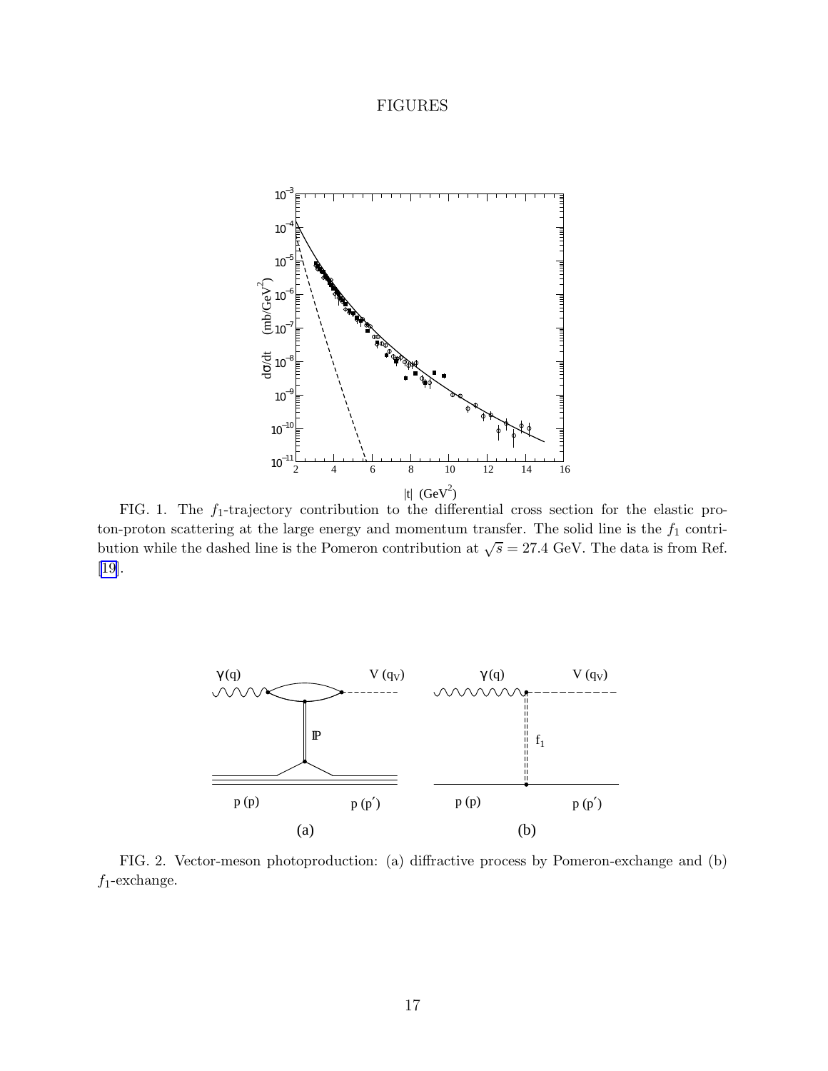# FIGURES

FIG. 1. The $f_1$-trajectory contribution to the differential cross section for the elastic proton-proton scattering at the large energy and momentum transfer. The solid line is the $f_1$ contribution while the dashed line is the Pomeron contribution at $\sqrt{s} = 27.4$ GeV. The data is from Ref. [19].

FIG. 2. Vector-meson photoproduction: (a) diffractive process by Pomeron-exchange and (b) $f_1$-exchange.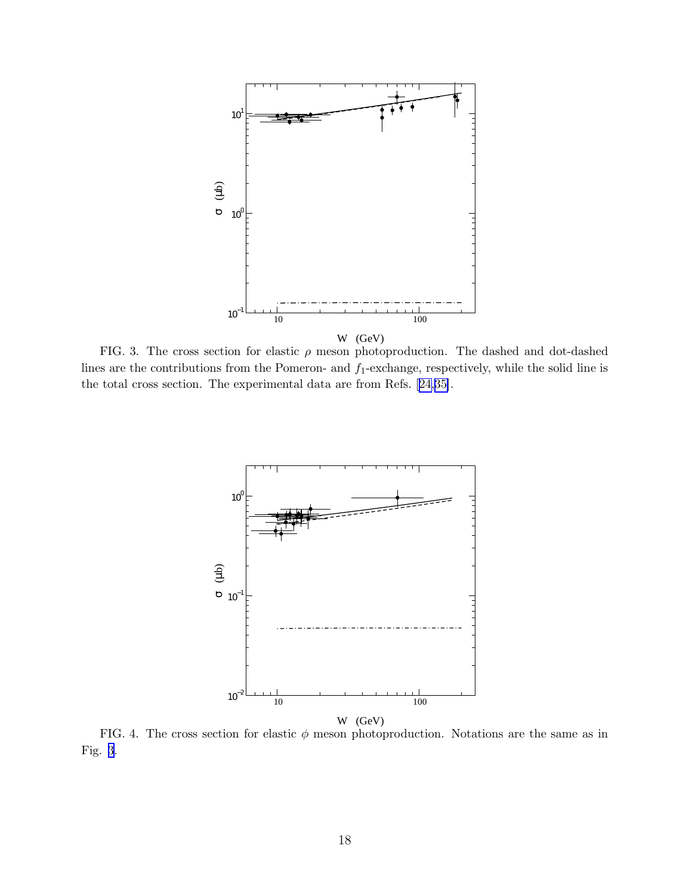FIG. 3. The cross section for elastic $\rho$ meson photoproduction. The dashed and dot-dashed lines are the contributions from the Pomeron- and $f_1$-exchange, respectively, while the solid line is the total cross section. The experimental data are from Refs. [24,35].

FIG. 4. The cross section for elastic $\phi$ meson photoproduction. Notations are the same as in Fig. 3.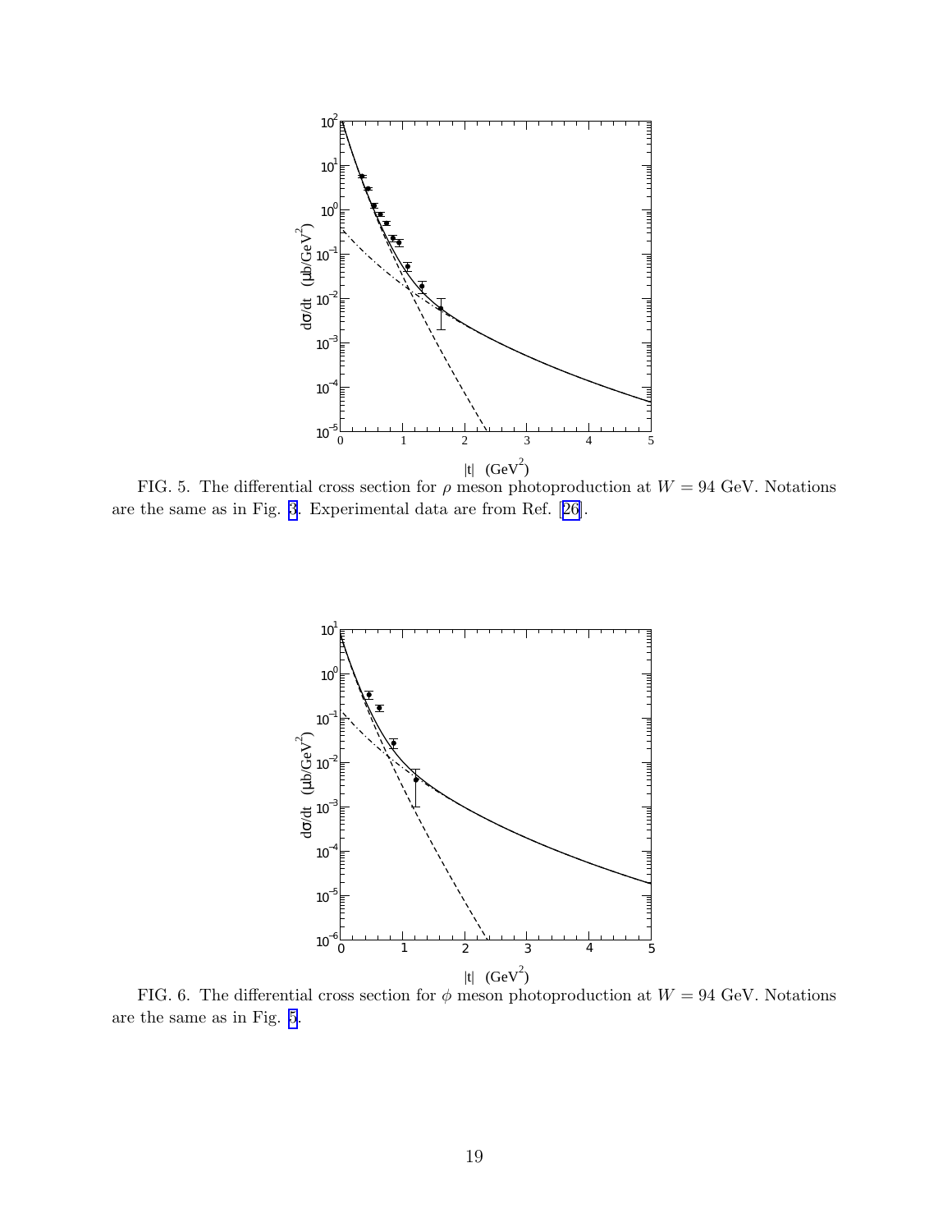FIG. 5. The differential cross section for $\rho$ meson photoproduction at $W = 94$ GeV. Notations are the same as in Fig. 3. Experimental data are from Ref. [26].

FIG. 6. The differential cross section for $\phi$ meson photoproduction at $W = 94$ GeV. Notations are the same as in Fig. 5.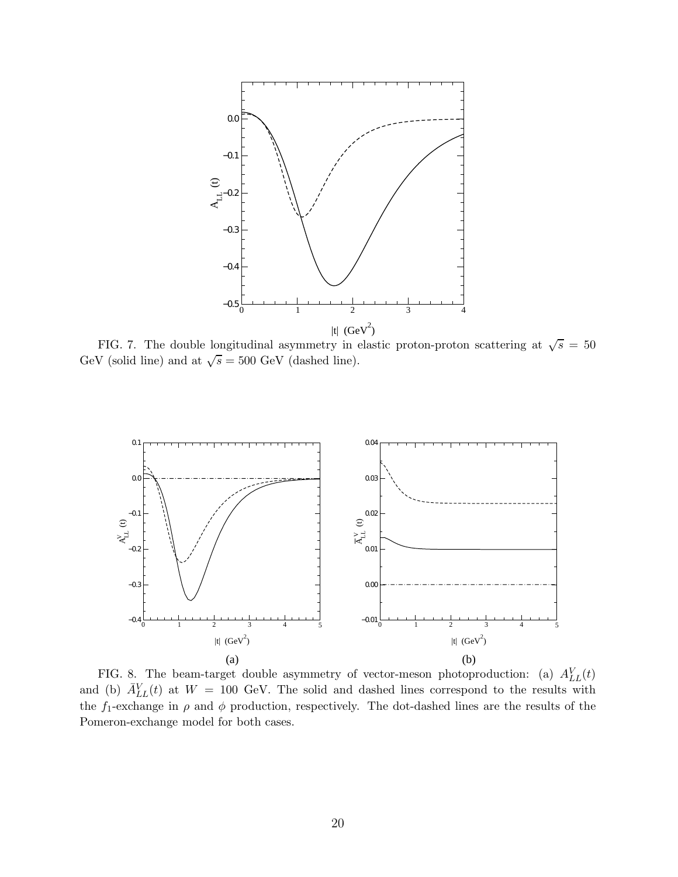0.0

−0.1

−0.2

−0.3

−0.4

−0.5

$A_{LL}$ (t)

0 1 2 3 4

|t| (GeV$^2$)

FIG. 7. The double longitudinal asymmetry in elastic proton-proton scattering at $\sqrt{s} = 50$ GeV (solid line) and at $\sqrt{s} = 500$ GeV (dashed line).

0.1

0.0

−0.1

−0.2

−0.3

−0.4

$A^V_{LL}$ (t)

0 1 2 3 4 5

|t| (GeV$^2$)

(a)

0.04

0.03

0.02

0.01

0.00

−0.01

$\bar{A}^V_{LL}$ (t)

0 1 2 3 4 5

|t| (GeV$^2$)

(b)

FIG. 8. The beam-target double asymmetry of vector-meson photoproduction: (a) $A^V_{LL}(t)$ and (b) $\bar{A}^V_{LL}(t)$ at $W = 100$ GeV. The solid and dashed lines correspond to the results with the $f_1$-exchange in $\rho$ and $\phi$ production, respectively. The dot-dashed lines are the results of the Pomeron-exchange model for both cases.